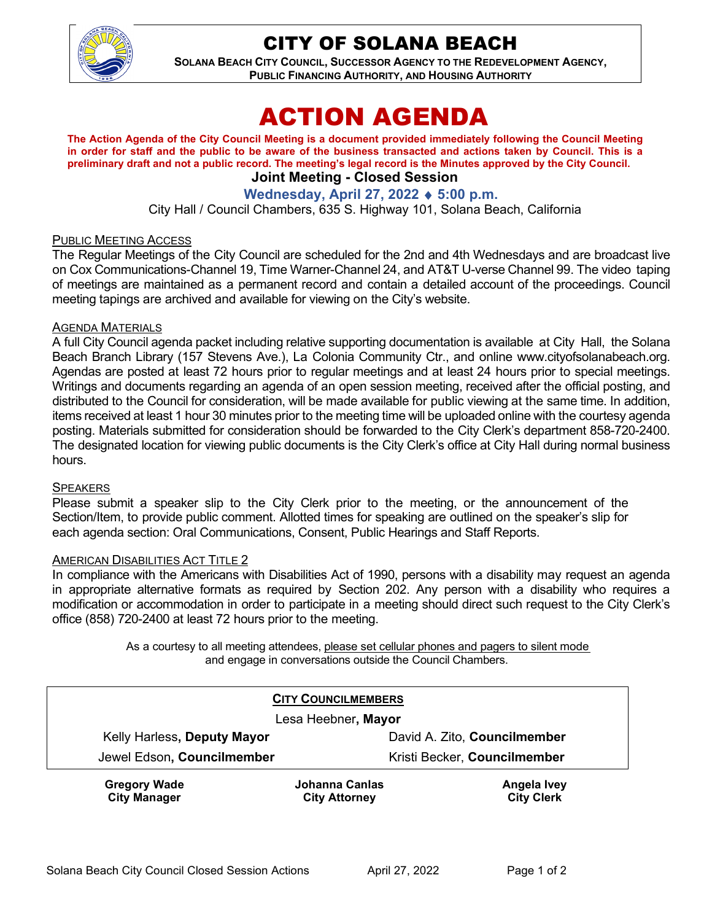# CITY OF SOLANA BEACH

**SOLANA BEACH CITY COUNCIL, SUCCESSOR AGENCY TO THE REDEVELOPMENT AGENCY, PUBLIC FINANCING AUTHORITY, AND HOUSING AUTHORITY**

# ACTION AGENDA

**The Action Agenda of the City Council Meeting is a document provided immediately following the Council Meeting in order for staff and the public to be aware of the business transacted and actions taken by Council. This is a preliminary draft and not a public record. The meeting's legal record is the Minutes approved by the City Council.**

## Joint Meeting - Closed Session

### Wednesday, April 27, 2022 ♦ 5:00 p.m.

City Hall / Council Chambers, 635 S. Highway 101, Solana Beach, California

PUBLIC MEETING ACCESS

The Regular Meetings of the City Council are scheduled for the 2nd and 4th Wednesdays and are broadcast live on Cox Communications-Channel 19, Time Warner-Channel 24, and AT&T U-verse Channel 99. The video taping of meetings are maintained as a permanent record and contain a detailed account of the proceedings. Council meeting tapings are archived and available for viewing on the City's website.

AGENDA MATERIALS

A full City Council agenda packet including relative supporting documentation is available at City Hall, the Solana Beach Branch Library (157 Stevens Ave.), La Colonia Community Ctr., and online www.cityofsolanabeach.org. Agendas are posted at least 72 hours prior to regular meetings and at least 24 hours prior to special meetings. Writings and documents regarding an agenda of an open session meeting, received after the official posting, and distributed to the Council for consideration, will be made available for public viewing at the same time. In addition, items received at least 1 hour 30 minutes prior to the meeting time will be uploaded online with the courtesy agenda posting. Materials submitted for consideration should be forwarded to the City Clerk's department 858-720-2400. The designated location for viewing public documents is the City Clerk's office at City Hall during normal business hours.

SPEAKERS

Please submit a speaker slip to the City Clerk prior to the meeting, or the announcement of the Section/Item, to provide public comment. Allotted times for speaking are outlined on the speaker's slip for each agenda section: Oral Communications, Consent, Public Hearings and Staff Reports.

AMERICAN DISABILITIES ACT TITLE 2

In compliance with the Americans with Disabilities Act of 1990, persons with a disability may request an agenda in appropriate alternative formats as required by Section 202. Any person with a disability who requires a modification or accommodation in order to participate in a meeting should direct such request to the City Clerk's office (858) 720-2400 at least 72 hours prior to the meeting.

As a courtesy to all meeting attendees, please set cellular phones and pagers to silent mode and engage in conversations outside the Council Chambers.

**CITY COUNCILMEMBERS**

Lesa Heebner, **Mayor**

| | |
|---|---|
| Kelly Harless, **Deputy Mayor** | David A. Zito, **Councilmember** |
| Jewel Edson, **Councilmember** | Kristi Becker, **Councilmember** |

| | | |
|---|---|---|
| **Gregory Wade** | **Johanna Canlas** | **Angela Ivey** |
| **City Manager** | **City Attorney** | **City Clerk** |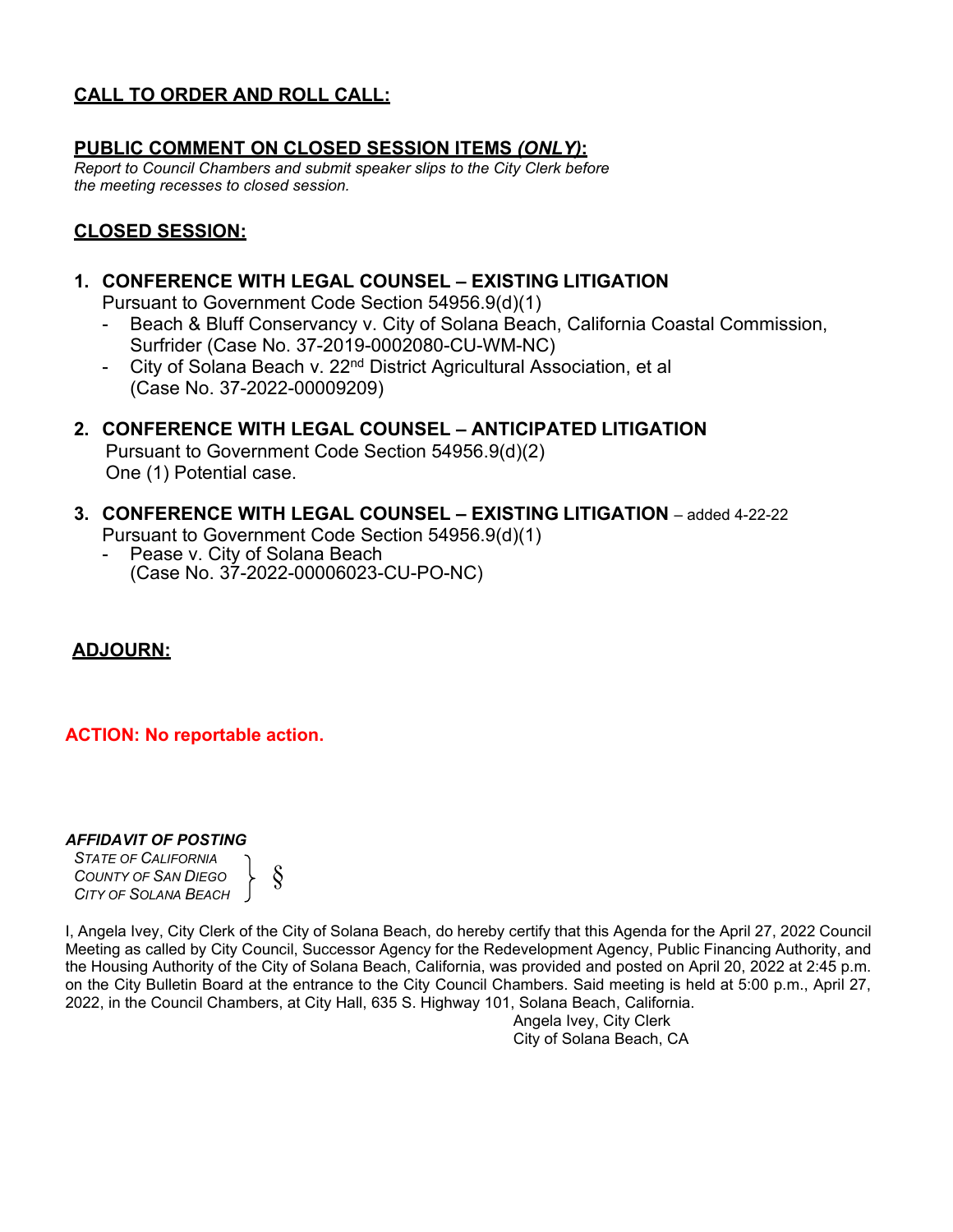## CALL TO ORDER AND ROLL CALL:

## PUBLIC COMMENT ON CLOSED SESSION ITEMS *(ONLY)*:

*Report to Council Chambers and submit speaker slips to the City Clerk before the meeting recesses to closed session.*

## CLOSED SESSION:

**1. CONFERENCE WITH LEGAL COUNSEL – EXISTING LITIGATION**
Pursuant to Government Code Section 54956.9(d)(1)

- Beach & Bluff Conservancy v. City of Solana Beach, California Coastal Commission, Surfrider (Case No. 37-2019-0002080-CU-WM-NC)
- City of Solana Beach v. 22nd District Agricultural Association, et al (Case No. 37-2022-00009209)

**2. CONFERENCE WITH LEGAL COUNSEL – ANTICIPATED LITIGATION**
Pursuant to Government Code Section 54956.9(d)(2)
One (1) Potential case.

**3. CONFERENCE WITH LEGAL COUNSEL – EXISTING LITIGATION** – added 4-22-22
Pursuant to Government Code Section 54956.9(d)(1)

- Pease v. City of Solana Beach (Case No. 37-2022-00006023-CU-PO-NC)

## ADJOURN:

**ACTION: No reportable action.**

***AFFIDAVIT OF POSTING***

*STATE OF CALIFORNIA*
*COUNTY OF SAN DIEGO* §
*CITY OF SOLANA BEACH*

I, Angela Ivey, City Clerk of the City of Solana Beach, do hereby certify that this Agenda for the April 27, 2022 Council Meeting as called by City Council, Successor Agency for the Redevelopment Agency, Public Financing Authority, and the Housing Authority of the City of Solana Beach, California, was provided and posted on April 20, 2022 at 2:45 p.m. on the City Bulletin Board at the entrance to the City Council Chambers. Said meeting is held at 5:00 p.m., April 27, 2022, in the Council Chambers, at City Hall, 635 S. Highway 101, Solana Beach, California.

Angela Ivey, City Clerk
City of Solana Beach, CA